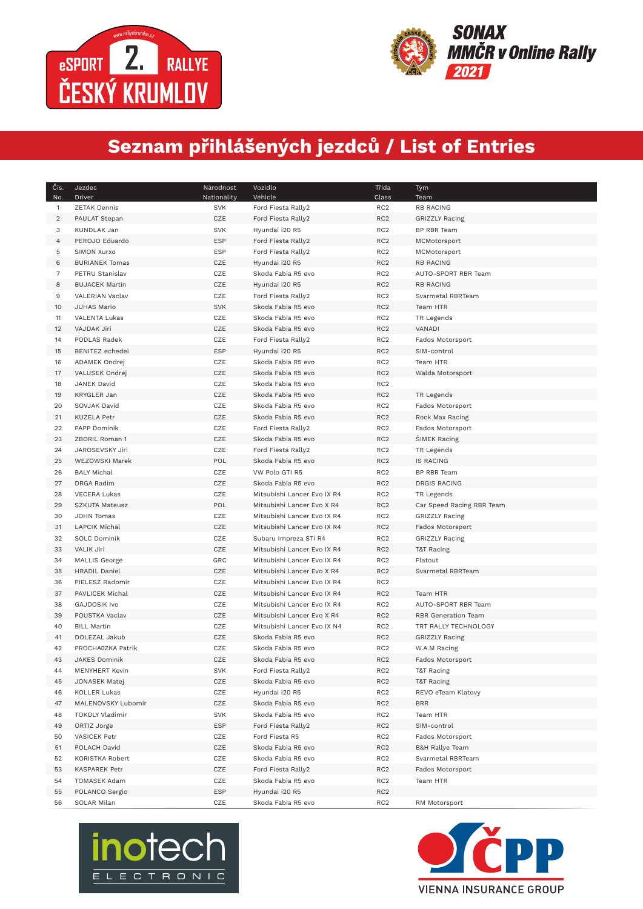eSPORT 2. RALLYE ČESKÝ KRUMLOV

www.rallyekrumlov.cz

SONAX MMČR v Online Rally 2021

# Seznam přihlášených jezdců / List of Entries

| Čís. No. | Jezdec Driver | Národnost Nationality | Vozidlo Vehicle | Třída Class | Tým Team |
|---|---|---|---|---|---|
| 1 | ZETAK Dennis | SVK | Ford Fiesta Rally2 | RC2 | RB RACING |
| 2 | PAULAT Stepan | CZE | Ford Fiesta Rally2 | RC2 | GRIZZLY Racing |
| 3 | KUNDLAK Jan | SVK | Hyundai i20 R5 | RC2 | BP RBR Team |
| 4 | PEROJO Eduardo | ESP | Ford Fiesta Rally2 | RC2 | MCMotorsport |
| 5 | SIMON Xurxo | ESP | Ford Fiesta Rally2 | RC2 | MCMotorsport |
| 6 | BURIANEK Tomas | CZE | Hyundai i20 R5 | RC2 | RB RACING |
| 7 | PETRU Stanislav | CZE | Skoda Fabia R5 evo | RC2 | AUTO-SPORT RBR Team |
| 8 | BUJACEK Martin | CZE | Hyundai i20 R5 | RC2 | RB RACING |
| 9 | VALERIAN Vaclav | CZE | Ford Fiesta Rally2 | RC2 | Svarmetal RBRTeam |
| 10 | JUHAS Mario | SVK | Skoda Fabia R5 evo | RC2 | Team HTR |
| 11 | VALENTA Lukas | CZE | Skoda Fabia R5 evo | RC2 | TR Legends |
| 12 | VAJDAK Jiri | CZE | Skoda Fabia R5 evo | RC2 | VANADI |
| 14 | PODLAS Radek | CZE | Ford Fiesta Rally2 | RC2 | Fados Motorsport |
| 15 | BENITEZ echedei | ESP | Hyundai i20 R5 | RC2 | SIM-control |
| 16 | ADAMEK Ondrej | CZE | Skoda Fabia R5 evo | RC2 | Team HTR |
| 17 | VALUSEK Ondrej | CZE | Skoda Fabia R5 evo | RC2 | Walda Motorsport |
| 18 | JANEK David | CZE | Skoda Fabia R5 evo | RC2 | |
| 19 | KRYGLER Jan | CZE | Skoda Fabia R5 evo | RC2 | TR Legends |
| 20 | SOVJAK David | CZE | Skoda Fabia R5 evo | RC2 | Fados Motorsport |
| 21 | KUZELA Petr | CZE | Skoda Fabia R5 evo | RC2 | Rock Max Racing |
| 22 | PAPP Dominik | CZE | Ford Fiesta Rally2 | RC2 | Fados Motorsport |
| 23 | ZBORIL Roman 1 | CZE | Skoda Fabia R5 evo | RC2 | ŠIMEK Racing |
| 24 | JAROSEVSKY Jiri | CZE | Ford Fiesta Rally2 | RC2 | TR Legends |
| 25 | WEZOWSKI Marek | POL | Skoda Fabia R5 evo | RC2 | IS RACING |
| 26 | BALY Michal | CZE | VW Polo GTI R5 | RC2 | BP RBR Team |
| 27 | DRGA Radim | CZE | Skoda Fabia R5 evo | RC2 | DRGIS RACING |
| 28 | VECERA Lukas | CZE | Mitsubishi Lancer Evo IX R4 | RC2 | TR Legends |
| 29 | SZKUTA Mateusz | POL | Mitsubishi Lancer Evo X R4 | RC2 | Car Speed Racing RBR Team |
| 30 | JOHN Tomas | CZE | Mitsubishi Lancer Evo IX R4 | RC2 | GRIZZLY Racing |
| 31 | LAPCIK Michal | CZE | Mitsubishi Lancer Evo IX R4 | RC2 | Fados Motorsport |
| 32 | SOLC Dominik | CZE | Subaru Impreza STi R4 | RC2 | GRIZZLY Racing |
| 33 | VALIK Jiri | CZE | Mitsubishi Lancer Evo IX R4 | RC2 | T&T Racing |
| 34 | MALLIS George | GRC | Mitsubishi Lancer Evo IX R4 | RC2 | Flatout |
| 35 | HRADIL Daniel | CZE | Mitsubishi Lancer Evo X R4 | RC2 | Svarmetal RBRTeam |
| 36 | PIELESZ Radomir | CZE | Mitsubishi Lancer Evo IX R4 | RC2 | |
| 37 | PAVLICEK Michal | CZE | Mitsubishi Lancer Evo IX R4 | RC2 | Team HTR |
| 38 | GAJDOSIK Ivo | CZE | Mitsubishi Lancer Evo IX R4 | RC2 | AUTO-SPORT RBR Team |
| 39 | POUSTKA Vaclav | CZE | Mitsubishi Lancer Evo X R4 | RC2 | RBR Generation Team |
| 40 | BILL Martin | CZE | Mitsubishi Lancer Evo IX N4 | RC2 | TRT RALLY TECHNOLOGY |
| 41 | DOLEZAL Jakub | CZE | Skoda Fabia R5 evo | RC2 | GRIZZLY Racing |
| 42 | PROCHA?ZKA Patrik | CZE | Skoda Fabia R5 evo | RC2 | W.A.M Racing |
| 43 | JAKES Dominik | CZE | Skoda Fabia R5 evo | RC2 | Fados Motorsport |
| 44 | MENYHERT Kevin | SVK | Ford Fiesta Rally2 | RC2 | T&T Racing |
| 45 | JONASEK Matej | CZE | Skoda Fabia R5 evo | RC2 | T&T Racing |
| 46 | KOLLER Lukas | CZE | Hyundai i20 R5 | RC2 | REVO eTeam Klatovy |
| 47 | MALENOVSKY Lubomir | CZE | Skoda Fabia R5 evo | RC2 | BRR |
| 48 | TOKOLY Vladimir | SVK | Skoda Fabia R5 evo | RC2 | Team HTR |
| 49 | ORTIZ Jorge | ESP | Ford Fiesta Rally2 | RC2 | SIM-control |
| 50 | VASICEK Petr | CZE | Ford Fiesta R5 | RC2 | Fados Motorsport |
| 51 | POLACH David | CZE | Skoda Fabia R5 evo | RC2 | B&H Rallye Team |
| 52 | KORISTKA Robert | CZE | Skoda Fabia R5 evo | RC2 | Svarmetal RBRTeam |
| 53 | KASPAREK Petr | CZE | Ford Fiesta Rally2 | RC2 | Fados Motorsport |
| 54 | TOMASEK Adam | CZE | Skoda Fabia R5 evo | RC2 | Team HTR |
| 55 | POLANCO Sergio | ESP | Hyundai i20 R5 | RC2 | |
| 56 | SOLAR Milan | CZE | Skoda Fabia R5 evo | RC2 | RM Motorsport |

inotech ELECTRONIC

ČPP VIENNA INSURANCE GROUP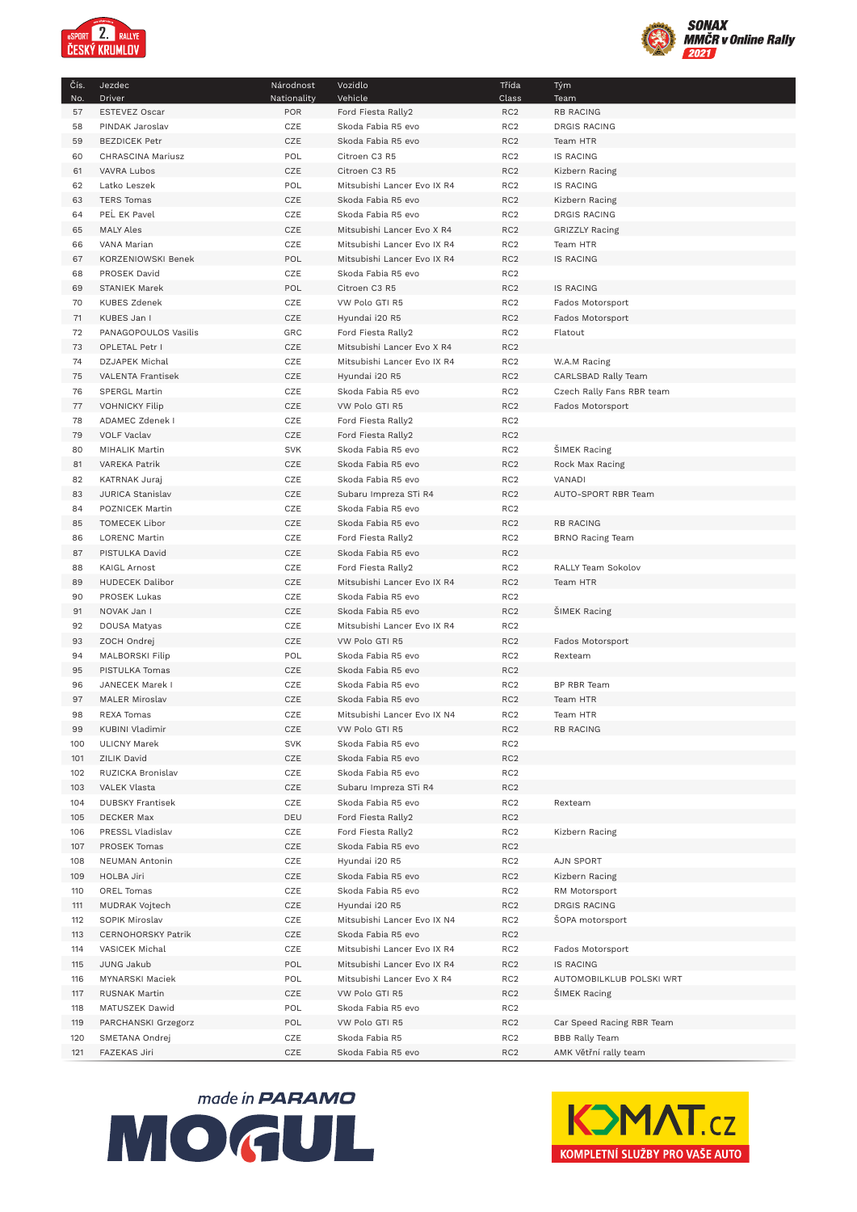| Čís. No. | Jezdec Driver | Národnost Nationality | Vozidlo Vehicle | Třída Class | Tým Team |
|---|---|---|---|---|---|
| 57 | ESTEVEZ Oscar | POR | Ford Fiesta Rally2 | RC2 | RB RACING |
| 58 | PINDAK Jaroslav | CZE | Skoda Fabia R5 evo | RC2 | DRGIS RACING |
| 59 | BEZDICEK Petr | CZE | Skoda Fabia R5 evo | RC2 | Team HTR |
| 60 | CHRASCINA Mariusz | POL | Citroen C3 R5 | RC2 | IS RACING |
| 61 | VAVRA Lubos | CZE | Citroen C3 R5 | RC2 | Kizbern Racing |
| 62 | Latko Leszek | POL | Mitsubishi Lancer Evo IX R4 | RC2 | IS RACING |
| 63 | TERS Tomas | CZE | Skoda Fabia R5 evo | RC2 | Kizbern Racing |
| 64 | PEĽ EK Pavel | CZE | Skoda Fabia R5 evo | RC2 | DRGIS RACING |
| 65 | MALY Ales | CZE | Mitsubishi Lancer Evo X R4 | RC2 | GRIZZLY Racing |
| 66 | VANA Marian | CZE | Mitsubishi Lancer Evo IX R4 | RC2 | Team HTR |
| 67 | KORZENIOWSKI Benek | POL | Mitsubishi Lancer Evo IX R4 | RC2 | IS RACING |
| 68 | PROSEK David | CZE | Skoda Fabia R5 evo | RC2 | |
| 69 | STANIEK Marek | POL | Citroen C3 R5 | RC2 | IS RACING |
| 70 | KUBES Zdenek | CZE | VW Polo GTI R5 | RC2 | Fados Motorsport |
| 71 | KUBES Jan I | CZE | Hyundai i20 R5 | RC2 | Fados Motorsport |
| 72 | PANAGOPOULOS Vasilis | GRC | Ford Fiesta Rally2 | RC2 | Flatout |
| 73 | OPLETAL Petr I | CZE | Mitsubishi Lancer Evo X R4 | RC2 | |
| 74 | DZJAPEK Michal | CZE | Mitsubishi Lancer Evo IX R4 | RC2 | W.A.M Racing |
| 75 | VALENTA Frantisek | CZE | Hyundai i20 R5 | RC2 | CARLSBAD Rally Team |
| 76 | SPERGL Martin | CZE | Skoda Rally R5 evo | RC2 | Czech Rally Fans RBR team |
| 77 | VOHNICKY Filip | CZE | VW Polo GTI R5 | RC2 | Fados Motorsport |
| 78 | ADAMEC Zdenek I | CZE | Ford Fiesta Rally2 | RC2 | |
| 79 | VOLF Vaclav | CZE | Ford Fiesta Rally2 | RC2 | |
| 80 | MIHALIK Martin | SVK | Skoda Fabia R5 evo | RC2 | ŠIMEK Racing |
| 81 | VAREKA Patrik | CZE | Skoda Fabia R5 evo | RC2 | Rock Max Racing |
| 82 | KATRNAK Juraj | CZE | Skoda Fabia R5 evo | RC2 | VANADI |
| 83 | JURICA Stanislav | CZE | Subaru Impreza STi R4 | RC2 | AUTO-SPORT RBR Team |
| 84 | POZNICEK Martin | CZE | Skoda Fabia R5 evo | RC2 | |
| 85 | TOMECEK Libor | CZE | Skoda Fabia R5 evo | RC2 | RB RACING |
| 86 | LORENC Martin | CZE | Ford Fiesta Rally2 | RC2 | BRNO Racing Team |
| 87 | PISTULKA David | CZE | Skoda Fabia R5 evo | RC2 | |
| 88 | KAIGL Arnost | CZE | Ford Fiesta Rally2 | RC2 | RALLY Team Sokolov |
| 89 | HUDECEK Dalibor | CZE | Mitsubishi Lancer Evo IX R4 | RC2 | Team HTR |
| 90 | PROSEK Lukas | CZE | Skoda Fabia R5 evo | RC2 | |
| 91 | NOVAK Jan I | CZE | Skoda Fabia R5 evo | RC2 | ŠIMEK Racing |
| 92 | DOUSA Matyas | CZE | Mitsubishi Lancer Evo IX R4 | RC2 | |
| 93 | ZOCH Ondrej | CZE | VW Polo GTI R5 | RC2 | Fados Motorsport |
| 94 | MALBORSKI Filip | POL | Skoda Fabia R5 evo | RC2 | Rexteam |
| 95 | PISTULKA Tomas | CZE | Skoda Fabia R5 evo | RC2 | |
| 96 | JANECEK Marek I | CZE | Skoda Fabia R5 evo | RC2 | BP RBR Team |
| 97 | MALER Miroslav | CZE | Skoda Fabia R5 evo | RC2 | Team HTR |
| 98 | REXA Tomas | CZE | Mitsubishi Lancer Evo IX N4 | RC2 | Team HTR |
| 99 | KUBINI Vladimir | CZE | VW Polo GTI R5 | RC2 | RB RACING |
| 100 | ULICNY Marek | SVK | Skoda Fabia R5 evo | RC2 | |
| 101 | ZILIK David | CZE | Skoda Fabia R5 evo | RC2 | |
| 102 | RUZICKA Bronislav | CZE | Skoda Fabia R5 evo | RC2 | |
| 103 | VALEK Vlasta | CZE | Subaru Impreza STi R4 | RC2 | |
| 104 | DUBSKY Frantisek | CZE | Skoda Fabia R5 evo | RC2 | Rexteam |
| 105 | DECKER Max | DEU | Ford Fiesta Rally2 | RC2 | |
| 106 | PRESSL Vladislav | CZE | Ford Fiesta Rally2 | RC2 | Kizbern Racing |
| 107 | PROSEK Tomas | CZE | Skoda Fabia R5 evo | RC2 | |
| 108 | NEUMAN Antonin | CZE | Hyundai i20 R5 | RC2 | AJN SPORT |
| 109 | HOLBA Jiri | CZE | Skoda Fabia R5 evo | RC2 | Kizbern Racing |
| 110 | OREL Tomas | CZE | Skoda Fabia R5 evo | RC2 | RM Motorsport |
| 111 | MUDRAK Vojtech | CZE | Hyundai i20 R5 | RC2 | DRGIS RACING |
| 112 | SOPIK Miroslav | CZE | Mitsubishi Lancer Evo IX N4 | RC2 | ŠOPA motorsport |
| 113 | CERNOHORSKY Patrik | CZE | Skoda Fabia R5 evo | RC2 | |
| 114 | VASICEK Michal | CZE | Mitsubishi Lancer Evo IX R4 | RC2 | Fados Motorsport |
| 115 | JUNG Jakub | POL | Mitsubishi Lancer Evo IX R4 | RC2 | IS RACING |
| 116 | MYNARSKI Maciek | POL | Mitsubishi Lancer Evo X R4 | RC2 | AUTOMOBILKLUB POLSKI WRT |
| 117 | RUSNAK Martin | CZE | VW Polo GTI R5 | RC2 | ŠIMEK Racing |
| 118 | MATUSZEK Dawid | POL | Skoda Fabia R5 evo | RC2 | |
| 119 | PARCHANSKI Grzegorz | POL | VW Polo GTI R5 | RC2 | Car Speed Racing RBR Team |
| 120 | SMETANA Ondrej | CZE | Skoda Fabia R5 | RC2 | BBB Rally Team |
| 121 | FAZEKAS Jiri | CZE | Skoda Fabia R5 evo | RC2 | AMK Větřní rally team |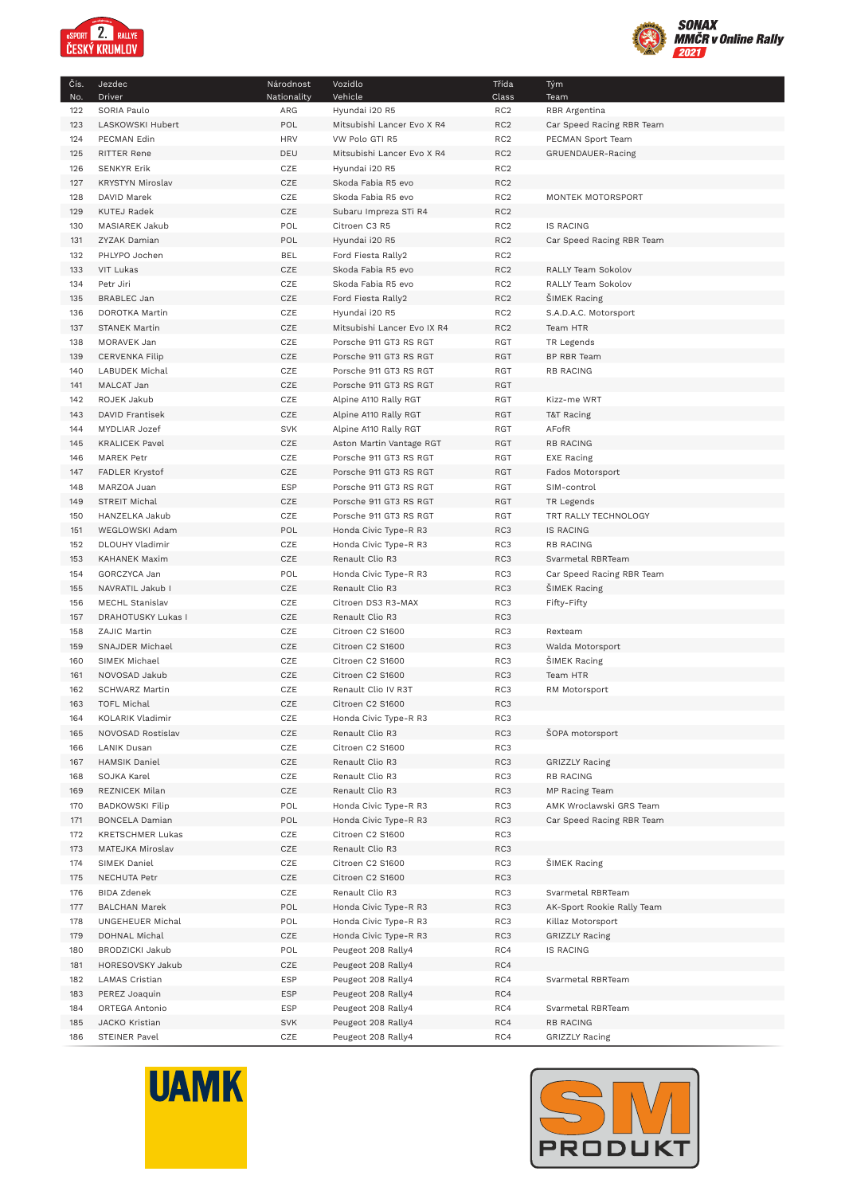| Čís. No. | Jezdec Driver | Národnost Nationality | Vozidlo Vehicle | Třída Class | Tým Team |
|---|---|---|---|---|---|
| 122 | SORIA Paulo | ARG | Hyundai i20 R5 | RC2 | RBR Argentina |
| 123 | LASKOWSKI Hubert | POL | Mitsubishi Lancer Evo X R4 | RC2 | Car Speed Racing RBR Team |
| 124 | PECMAN Edin | HRV | VW Polo GTI R5 | RC2 | PECMAN Sport Team |
| 125 | RITTER Rene | DEU | Mitsubishi Lancer Evo X R4 | RC2 | GRUENDAUER-Racing |
| 126 | SENKYR Erik | CZE | Hyundai i20 R5 | RC2 | |
| 127 | KRYSTYN Miroslav | CZE | Skoda Fabia R5 evo | RC2 | |
| 128 | DAVID Marek | CZE | Skoda Fabia R5 evo | RC2 | MONTEK MOTORSPORT |
| 129 | KUTEJ Radek | CZE | Subaru Impreza STi R4 | RC2 | |
| 130 | MASIAREK Jakub | POL | Citroen C3 R5 | RC2 | IS RACING |
| 131 | ZYZAK Damian | POL | Hyundai i20 R5 | RC2 | Car Speed Racing RBR Team |
| 132 | PHLYPO Jochen | BEL | Ford Fiesta Rally2 | RC2 | |
| 133 | VIT Lukas | CZE | Skoda Fabia R5 evo | RC2 | RALLY Team Sokolov |
| 134 | Petr Jiri | CZE | Skoda Fabia R5 evo | RC2 | RALLY Team Sokolov |
| 135 | BRABLEC Jan | CZE | Ford Fiesta Rally2 | RC2 | ŠIMEK Racing |
| 136 | DOROTKA Martin | CZE | Hyundai i20 R5 | RC2 | S.A.D.A.C. Motorsport |
| 137 | STANEK Martin | CZE | Mitsubishi Lancer Evo IX R4 | RC2 | Team HTR |
| 138 | MORAVEK Jan | CZE | Porsche 911 GT3 RS RGT | RGT | TR Legends |
| 139 | CERVENKA Filip | CZE | Porsche 911 GT3 RS RGT | RGT | BP RBR Team |
| 140 | LABUDEK Michal | CZE | Porsche 911 GT3 RS RGT | RGT | RB RACING |
| 141 | MALCAT Jan | CZE | Porsche 911 GT3 RS RGT | RGT | |
| 142 | ROJEK Jakub | CZE | Alpine A110 Rally RGT | RGT | Kizz-me WRT |
| 143 | DAVID Frantisek | CZE | Alpine A110 Rally RGT | RGT | T&T Racing |
| 144 | MYDLIAR Jozef | SVK | Alpine A110 Rally RGT | RGT | AFofR |
| 145 | KRALICEK Pavel | CZE | Aston Martin Vantage RGT | RGT | RB RACING |
| 146 | MAREK Petr | CZE | Porsche 911 GT3 RS RGT | RGT | EXE Racing |
| 147 | FADLER Krystof | CZE | Porsche 911 GT3 RS RGT | RGT | Fados Motorsport |
| 148 | MARZOA Juan | ESP | Porsche 911 GT3 RS RGT | RGT | SIM-control |
| 149 | STREIT Michal | CZE | Porsche 911 GT3 RS RGT | RGT | TR Legends |
| 150 | HANZELKA Jakub | CZE | Porsche 911 GT3 RS RGT | RGT | TRT RALLY TECHNOLOGY |
| 151 | WEGLOWSKI Adam | POL | Honda Civic Type-R R3 | RC3 | IS RACING |
| 152 | DLOUHY Vladimir | CZE | Honda Civic Type-R R3 | RC3 | RB RACING |
| 153 | KAHANEK Maxim | CZE | Renault Clio R3 | RC3 | Svarmetal RBRTeam |
| 154 | GORCZYCA Jan | POL | Honda Civic Type-R R3 | RC3 | Car Speed Racing RBR Team |
| 155 | NAVRATIL Jakub I | CZE | Renault Clio R3 | RC3 | ŠIMEK Racing |
| 156 | MECHL Stanislav | CZE | Citroen DS3 R3-MAX | RC3 | Fifty-Fifty |
| 157 | DRAHOTUSKY Lukas I | CZE | Renault Clio R3 | RC3 | |
| 158 | ZAJIC Martin | CZE | Citroen C2 S1600 | RC3 | Rexteam |
| 159 | SNAJDER Michael | CZE | Citroen C2 S1600 | RC3 | Walda Motorsport |
| 160 | SIMEK Michael | CZE | Citroen C2 S1600 | RC3 | ŠIMEK Racing |
| 161 | NOVOSAD Jakub | CZE | Citroen C2 S1600 | RC3 | Team HTR |
| 162 | SCHWARZ Martin | CZE | Renault Clio IV R3T | RC3 | RM Motorsport |
| 163 | TOFL Michal | CZE | Citroen C2 S1600 | RC3 | |
| 164 | KOLARIK Vladimir | CZE | Honda Civic Type-R R3 | RC3 | |
| 165 | NOVOSAD Rostislav | CZE | Renault Clio R3 | RC3 | ŠOPA motorsport |
| 166 | LANIK Dusan | CZE | Citroen C2 S1600 | RC3 | |
| 167 | HAMSIK Daniel | CZE | Renault Clio R3 | RC3 | GRIZZLY Racing |
| 168 | SOJKA Karel | CZE | Renault Clio R3 | RC3 | RB RACING |
| 169 | REZNICEK Milan | CZE | Renault Clio R3 | RC3 | MP Racing Team |
| 170 | BADKOWSKI Filip | POL | Honda Civic Type-R R3 | RC3 | AMK Wroclawski GRS Team |
| 171 | BONCELA Damian | POL | Honda Civic Type-R R3 | RC3 | Car Speed Racing RBR Team |
| 172 | KRETSCHMER Lukas | CZE | Citroen C2 S1600 | RC3 | |
| 173 | MATEJKA Miroslav | CZE | Renault Clio R3 | RC3 | |
| 174 | SIMEK Daniel | CZE | Citroen C2 S1600 | RC3 | ŠIMEK Racing |
| 175 | NECHUTA Petr | CZE | Citroen C2 S1600 | RC3 | |
| 176 | BIDA Zdenek | CZE | Renault Clio R3 | RC3 | Svarmetal RBRTeam |
| 177 | BALCHAN Marek | POL | Honda Civic Type-R R3 | RC3 | AK-Sport Rookie Rally Team |
| 178 | UNGEHEUER Michal | POL | Honda Civic Type-R R3 | RC3 | Killaz Motorsport |
| 179 | DOHNAL Michal | CZE | Honda Civic Type-R R3 | RC3 | GRIZZLY Racing |
| 180 | BRODZICKI Jakub | POL | Peugeot 208 Rally4 | RC4 | IS RACING |
| 181 | HORESOVSKY Jakub | CZE | Peugeot 208 Rally4 | RC4 | |
| 182 | LAMAS Cristian | ESP | Peugeot 208 Rally4 | RC4 | Svarmetal RBRTeam |
| 183 | PEREZ Joaquin | ESP | Peugeot 208 Rally4 | RC4 | |
| 184 | ORTEGA Antonio | ESP | Peugeot 208 Rally4 | RC4 | Svarmetal RBRTeam |
| 185 | JACKO Kristian | SVK | Peugeot 208 Rally4 | RC4 | RB RACING |
| 186 | STEINER Pavel | CZE | Peugeot 208 Rally4 | RC4 | GRIZZLY Racing |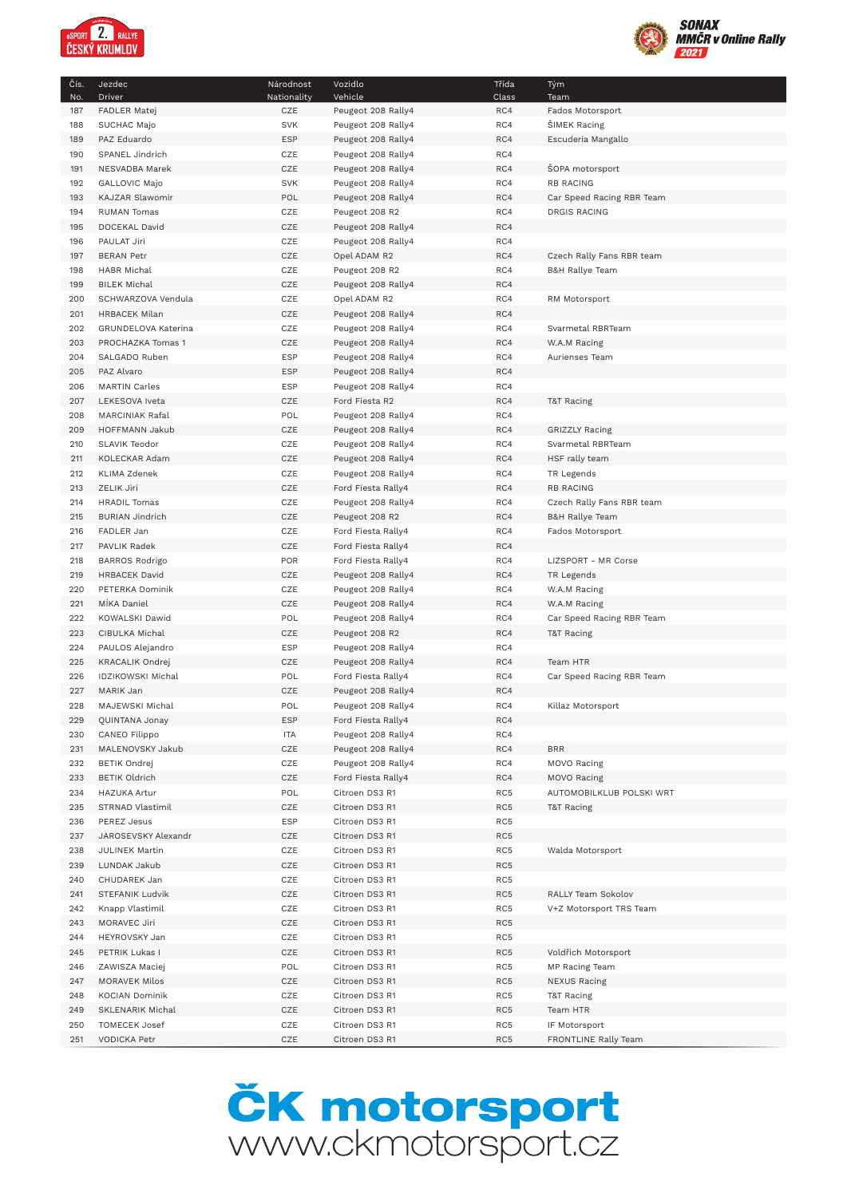| Čís. No. | Jezdec Driver | Národnost Nationality | Vozidlo Vehicle | Třída Class | Tým Team |
|---|---|---|---|---|---|
| 187 | FADLER Matej | CZE | Peugeot 208 Rally4 | RC4 | Fados Motorsport |
| 188 | SUCHAC Majo | SVK | Peugeot 208 Rally4 | RC4 | ŠIMEK Racing |
| 189 | PAZ Eduardo | ESP | Peugeot 208 Rally4 | RC4 | Escuderia Mangallo |
| 190 | SPANEL Jindrich | CZE | Peugeot 208 Rally4 | RC4 | |
| 191 | NESVADBA Marek | CZE | Peugeot 208 Rally4 | RC4 | ŠOPA motorsport |
| 192 | GALLOVIC Majo | SVK | Peugeot 208 Rally4 | RC4 | RB RACING |
| 193 | KAJZAR Slawomir | POL | Peugeot 208 Rally4 | RC4 | Car Speed Racing RBR Team |
| 194 | RUMAN Tomas | CZE | Peugeot 208 R2 | RC4 | DRGIS RACING |
| 195 | DOCEKAL David | CZE | Peugeot 208 Rally4 | RC4 | |
| 196 | PAULAT Jiri | CZE | Peugeot 208 Rally4 | RC4 | |
| 197 | BERAN Petr | CZE | Opel ADAM R2 | RC4 | Czech Rally Fans RBR team |
| 198 | HABR Michal | CZE | Peugeot 208 R2 | RC4 | B&H Rallye Team |
| 199 | BILEK Michal | CZE | Peugeot 208 Rally4 | RC4 | |
| 200 | SCHWARZOVA Vendula | CZE | Opel ADAM R2 | RC4 | RM Motorsport |
| 201 | HRBACEK Milan | CZE | Peugeot 208 Rally4 | RC4 | |
| 202 | GRUNDELOVA Katerina | CZE | Peugeot 208 Rally4 | RC4 | Svarmetal RBRTeam |
| 203 | PROCHAZKA Tomas 1 | CZE | Peugeot 208 Rally4 | RC4 | W.A.M Racing |
| 204 | SALGADO Ruben | ESP | Peugeot 208 Rally4 | RC4 | Aurienses Team |
| 205 | PAZ Alvaro | ESP | Peugeot 208 Rally4 | RC4 | |
| 206 | MARTIN Carles | ESP | Peugeot 208 Rally4 | RC4 | |
| 207 | LEKESOVA Iveta | CZE | Ford Fiesta R2 | RC4 | T&T Racing |
| 208 | MARCINIAK Rafal | POL | Peugeot 208 Rally4 | RC4 | |
| 209 | HOFFMANN Jakub | CZE | Peugeot 208 Rally4 | RC4 | GRIZZLY Racing |
| 210 | SLAVIK Teodor | CZE | Peugeot 208 Rally4 | RC4 | Svarmetal RBRTeam |
| 211 | KOLECKAR Adam | CZE | Peugeot 208 Rally4 | RC4 | HSF rally team |
| 212 | KLIMA Zdenek | CZE | Peugeot 208 Rally4 | RC4 | TR Legends |
| 213 | ZELIK Jiri | CZE | Ford Fiesta Rally4 | RC4 | RB RACING |
| 214 | HRADIL Tomas | CZE | Peugeot 208 Rally4 | RC4 | Czech Rally Fans RBR team |
| 215 | BURIAN Jindrich | CZE | Peugeot 208 R2 | RC4 | B&H Rallye Team |
| 216 | FADLER Jan | CZE | Ford Fiesta Rally4 | RC4 | Fados Motorsport |
| 217 | PAVLIK Radek | CZE | Ford Fiesta Rally4 | RC4 | |
| 218 | BARROS Rodrigo | POR | Ford Fiesta Rally4 | RC4 | LIZSPORT - MR Corse |
| 219 | HRBACEK David | CZE | Peugeot 208 Rally4 | RC4 | TR Legends |
| 220 | PETERKA Dominik | CZE | Peugeot 208 Rally4 | RC4 | W.A.M Racing |
| 221 | MÍKA Daniel | CZE | Peugeot 208 Rally4 | RC4 | W.A.M Racing |
| 222 | KOWALSKI Dawid | POL | Peugeot 208 Rally4 | RC4 | Car Speed Racing RBR Team |
| 223 | CIBULKA Michal | CZE | Peugeot 208 R2 | RC4 | T&T Racing |
| 224 | PAULOS Alejandro | ESP | Peugeot 208 Rally4 | RC4 | |
| 225 | KRACALIK Ondrej | CZE | Peugeot 208 Rally4 | RC4 | Team HTR |
| 226 | IDZIKOWSKI Michal | POL | Ford Fiesta Rally4 | RC4 | Car Speed Racing RBR Team |
| 227 | MARIK Jan | CZE | Peugeot 208 Rally4 | RC4 | |
| 228 | MAJEWSKI Michal | POL | Peugeot 208 Rally4 | RC4 | Killaz Motorsport |
| 229 | QUINTANA Jonay | ESP | Ford Fiesta Rally4 | RC4 | |
| 230 | CANEO Filippo | ITA | Peugeot 208 Rally4 | RC4 | |
| 231 | MALENOVSKY Jakub | CZE | Peugeot 208 Rally4 | RC4 | BRR |
| 232 | BETIK Ondrej | CZE | Peugeot 208 Rally4 | RC4 | MOVO Racing |
| 233 | BETIK Oldrich | CZE | Ford Fiesta Rally4 | RC4 | MOVO Racing |
| 234 | HAZUKA Artur | POL | Citroen DS3 R1 | RC5 | AUTOMOBILKLUB POLSKI WRT |
| 235 | STRNAD Vlastimil | CZE | Citroen DS3 R1 | RC5 | T&T Racing |
| 236 | PEREZ Jesus | ESP | Citroen DS3 R1 | RC5 | |
| 237 | JAROSEVSKY Alexandr | CZE | Citroen DS3 R1 | RC5 | |
| 238 | JULINEK Martin | CZE | Citroen DS3 R1 | RC5 | Walda Motorsport |
| 239 | LUNDAK Jakub | CZE | Citroen DS3 R1 | RC5 | |
| 240 | CHUDAREK Jan | CZE | Citroen DS3 R1 | RC5 | |
| 241 | STEFANIK Ludvik | CZE | Citroen DS3 R1 | RC5 | RALLY Team Sokolov |
| 242 | Knapp Vlastimil | CZE | Citroen DS3 R1 | RC5 | V+Z Motorsport TRS Team |
| 243 | MORAVEC Jiri | CZE | Citroen DS3 R1 | RC5 | |
| 244 | HEYROVSKY Jan | CZE | Citroen DS3 R1 | RC5 | |
| 245 | PETRIK Lukas I | CZE | Citroen DS3 R1 | RC5 | Voldřich Motorsport |
| 246 | ZAWISZA Maciej | POL | Citroen DS3 R1 | RC5 | MP Racing Team |
| 247 | MORAVEK Milos | CZE | Citroen DS3 R1 | RC5 | NEXUS Racing |
| 248 | KOCIAN Dominik | CZE | Citroen DS3 R1 | RC5 | T&T Racing |
| 249 | SKLENARIK Michal | CZE | Citroen DS3 R1 | RC5 | Team HTR |
| 250 | TOMECEK Josef | CZE | Citroen DS3 R1 | RC5 | IF Motorsport |
| 251 | VODICKA Petr | CZE | Citroen DS3 R1 | RC5 | FRONTLINE Rally Team |

**ČK motorsport**
www.ckmotorsport.cz